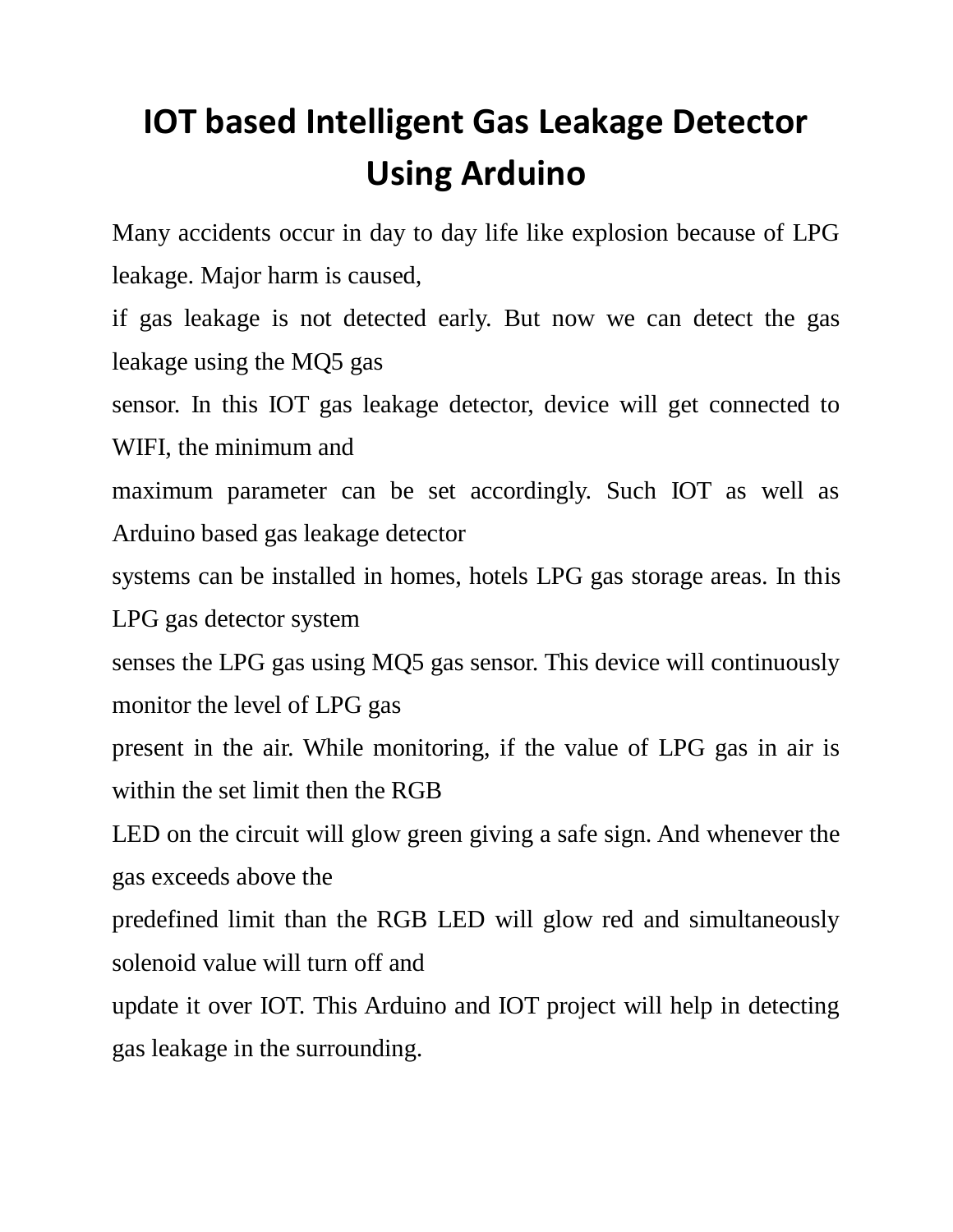# IOT based Intelligent Gas Leakage Detector Using Arduino

Many accidents occur in day to day life like explosion because of LPG leakage. Major harm is caused, if gas leakage is not detected early. But now we can detect the gas leakage using the MQ5 gas sensor. In this IOT gas leakage detector, device will get connected to WIFI, the minimum and maximum parameter can be set accordingly. Such IOT as well as Arduino based gas leakage detector systems can be installed in homes, hotels LPG gas storage areas. In this LPG gas detector system senses the LPG gas using MQ5 gas sensor. This device will continuously monitor the level of LPG gas present in the air. While monitoring, if the value of LPG gas in air is within the set limit then the RGB LED on the circuit will glow green giving a safe sign. And whenever the gas exceeds above the predefined limit than the RGB LED will glow red and simultaneously solenoid value will turn off and update it over IOT. This Arduino and IOT project will help in detecting gas leakage in the surrounding.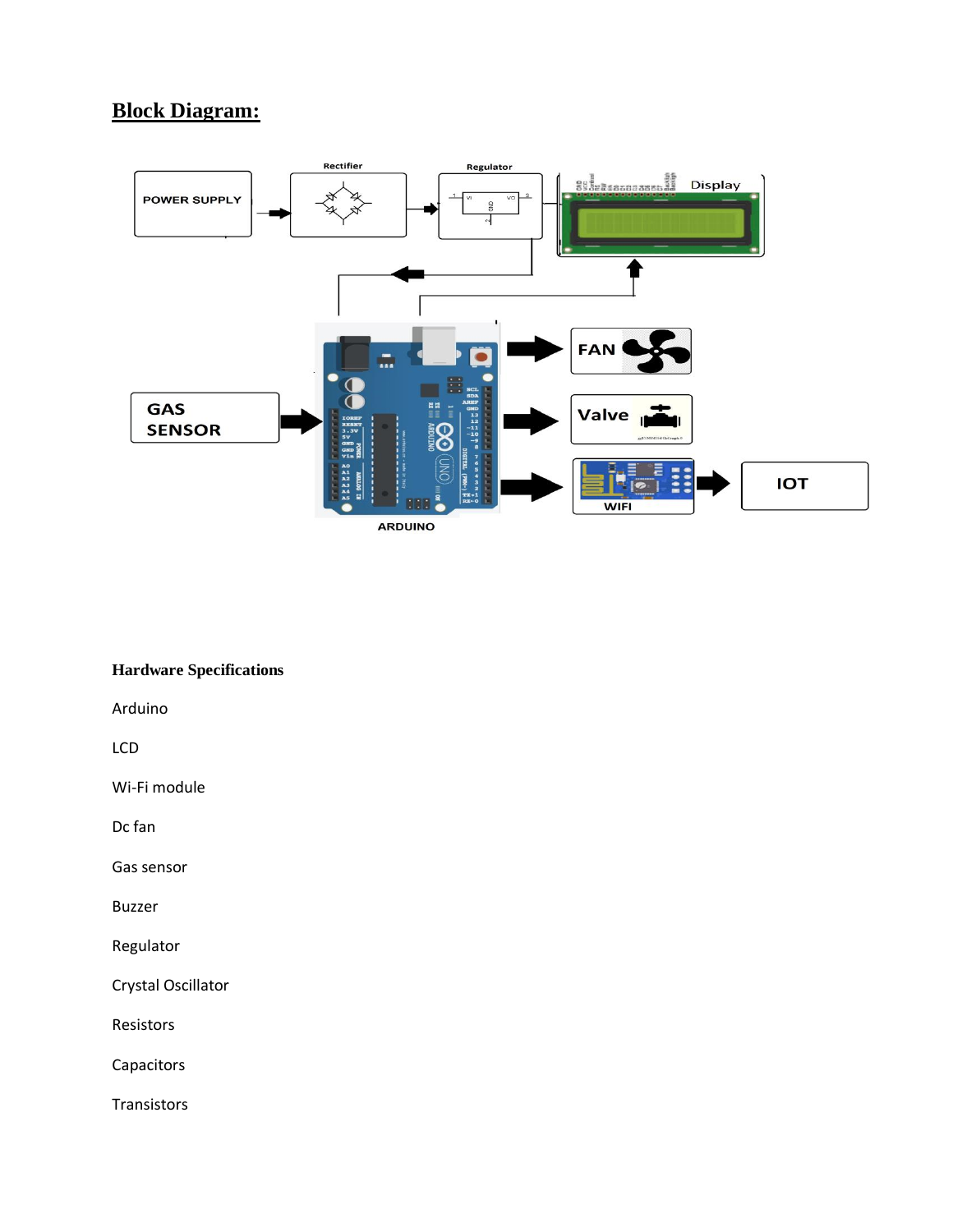## Block Diagram:

## Hardware Specifications

Arduino

LCD

Wi-Fi module

Dc fan

Gas sensor

Buzzer

Regulator

Crystal Oscillator

Resistors

Capacitors

Transistors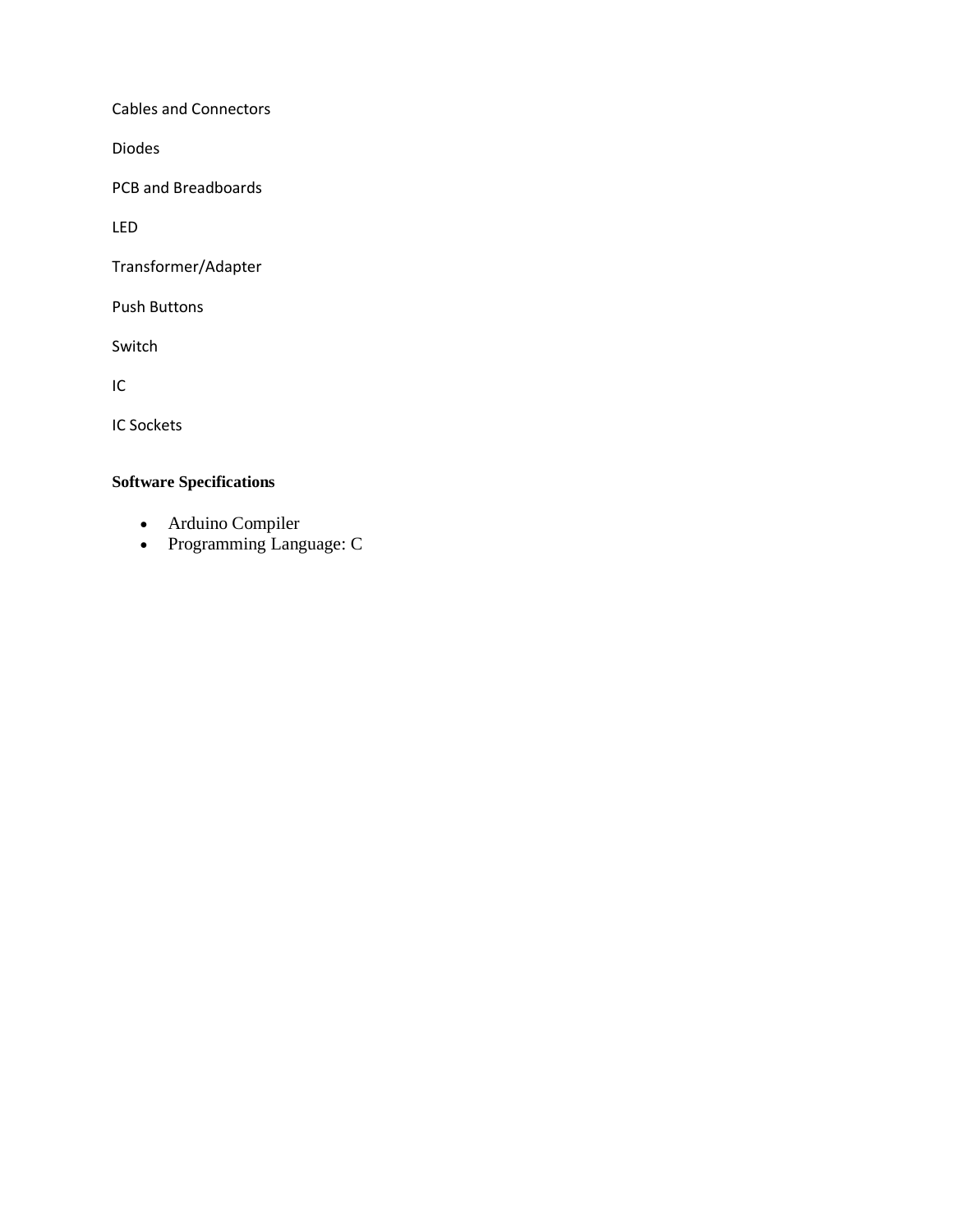Cables and Connectors

Diodes

PCB and Breadboards

LED

Transformer/Adapter

Push Buttons

Switch

IC

IC Sockets

**Software Specifications**

- Arduino Compiler
- Programming Language: C